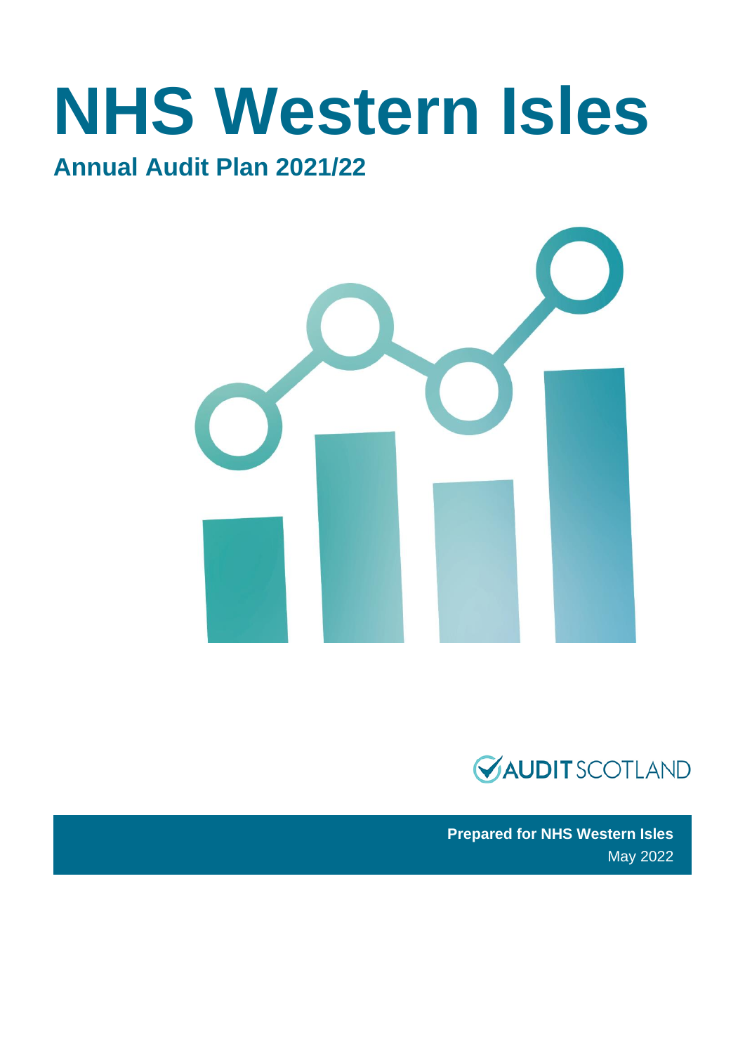# NHS Western Isles

## Annual Audit Plan 2021/22

AUDIT SCOTLAND

**Prepared for NHS Western Isles**
May 2022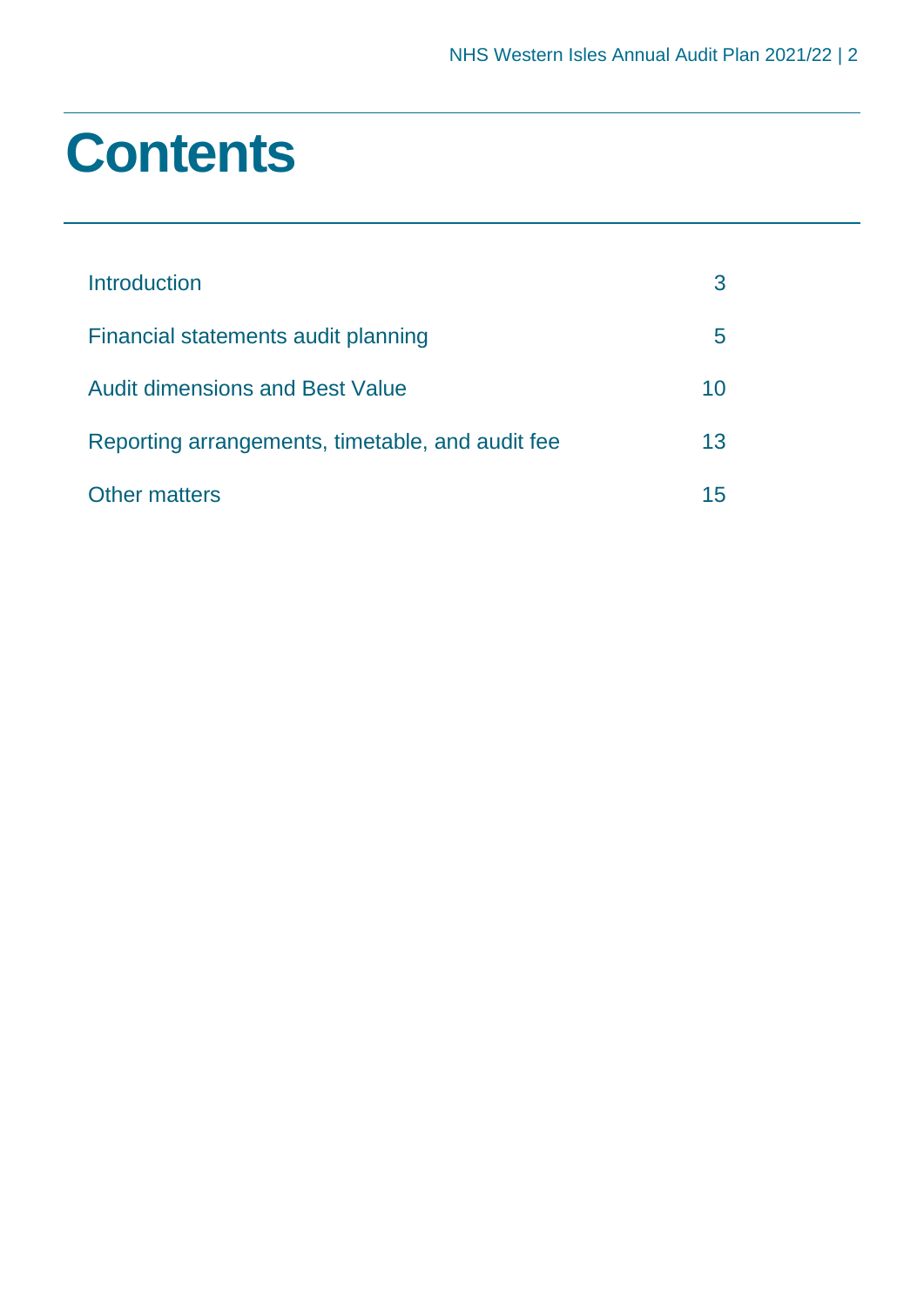# Contents

| | |
|---|---|
| Introduction | 3 |
| Financial statements audit planning | 5 |
| Audit dimensions and Best Value | 10 |
| Reporting arrangements, timetable, and audit fee | 13 |
| Other matters | 15 |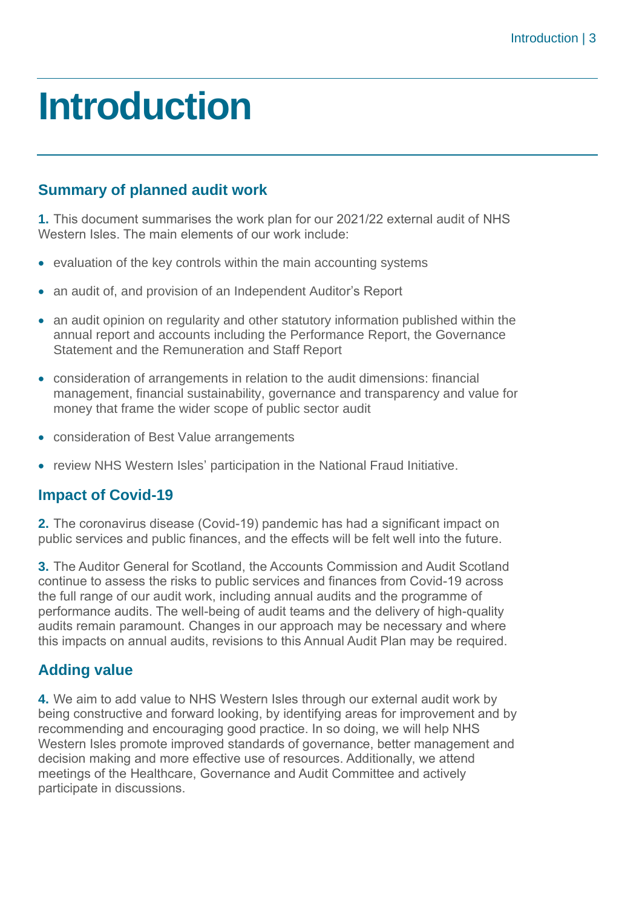# Introduction

## Summary of planned audit work

**1.** This document summarises the work plan for our 2021/22 external audit of NHS Western Isles. The main elements of our work include:

- evaluation of the key controls within the main accounting systems
- an audit of, and provision of an Independent Auditor's Report
- an audit opinion on regularity and other statutory information published within the annual report and accounts including the Performance Report, the Governance Statement and the Remuneration and Staff Report
- consideration of arrangements in relation to the audit dimensions: financial management, financial sustainability, governance and transparency and value for money that frame the wider scope of public sector audit
- consideration of Best Value arrangements
- review NHS Western Isles' participation in the National Fraud Initiative.

## Impact of Covid-19

**2.** The coronavirus disease (Covid-19) pandemic has had a significant impact on public services and public finances, and the effects will be felt well into the future.

**3.** The Auditor General for Scotland, the Accounts Commission and Audit Scotland continue to assess the risks to public services and finances from Covid-19 across the full range of our audit work, including annual audits and the programme of performance audits. The well-being of audit teams and the delivery of high-quality audits remain paramount. Changes in our approach may be necessary and where this impacts on annual audits, revisions to this Annual Audit Plan may be required.

## Adding value

**4.** We aim to add value to NHS Western Isles through our external audit work by being constructive and forward looking, by identifying areas for improvement and by recommending and encouraging good practice. In so doing, we will help NHS Western Isles promote improved standards of governance, better management and decision making and more effective use of resources. Additionally, we attend meetings of the Healthcare, Governance and Audit Committee and actively participate in discussions.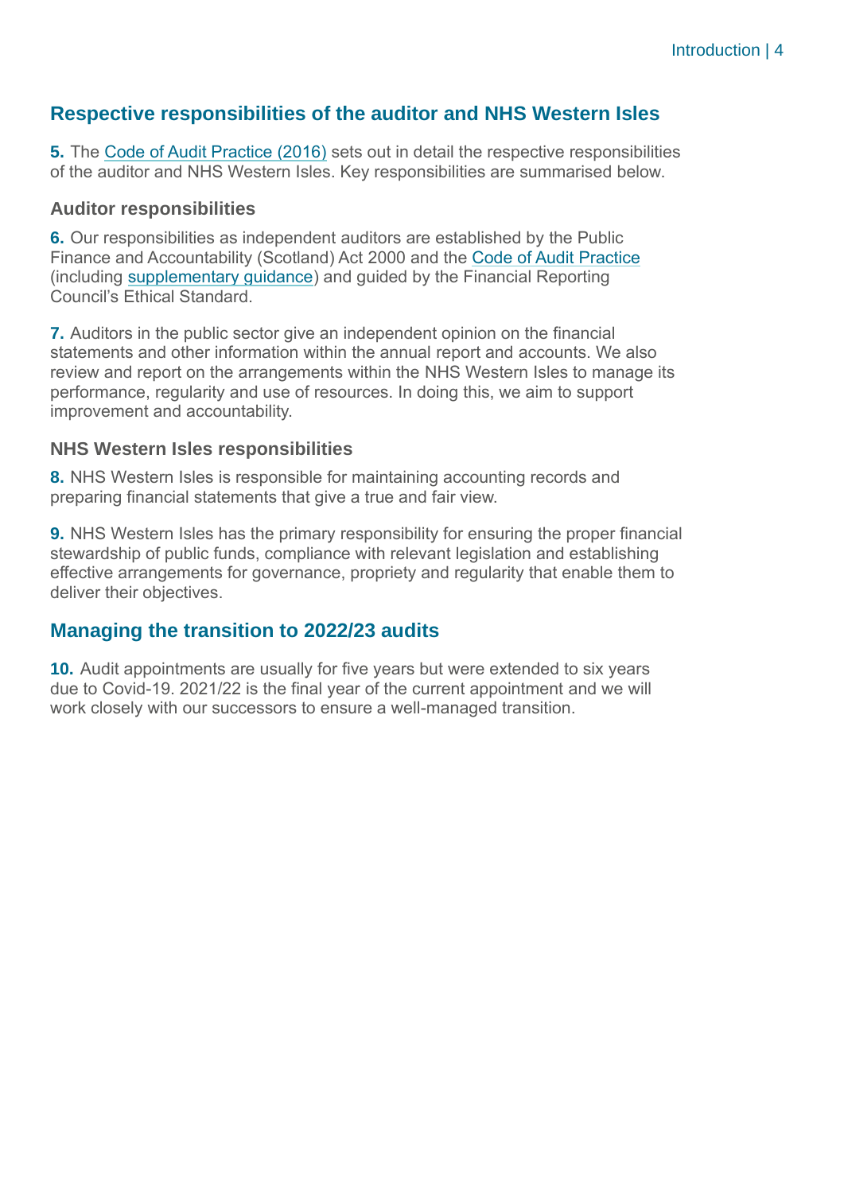## Respective responsibilities of the auditor and NHS Western Isles

**5.** The Code of Audit Practice (2016) sets out in detail the respective responsibilities of the auditor and NHS Western Isles. Key responsibilities are summarised below.

### Auditor responsibilities

**6.** Our responsibilities as independent auditors are established by the Public Finance and Accountability (Scotland) Act 2000 and the Code of Audit Practice (including supplementary guidance) and guided by the Financial Reporting Council's Ethical Standard.

**7.** Auditors in the public sector give an independent opinion on the financial statements and other information within the annual report and accounts. We also review and report on the arrangements within the NHS Western Isles to manage its performance, regularity and use of resources. In doing this, we aim to support improvement and accountability.

### NHS Western Isles responsibilities

**8.** NHS Western Isles is responsible for maintaining accounting records and preparing financial statements that give a true and fair view.

**9.** NHS Western Isles has the primary responsibility for ensuring the proper financial stewardship of public funds, compliance with relevant legislation and establishing effective arrangements for governance, propriety and regularity that enable them to deliver their objectives.

## Managing the transition to 2022/23 audits

**10.** Audit appointments are usually for five years but were extended to six years due to Covid-19. 2021/22 is the final year of the current appointment and we will work closely with our successors to ensure a well-managed transition.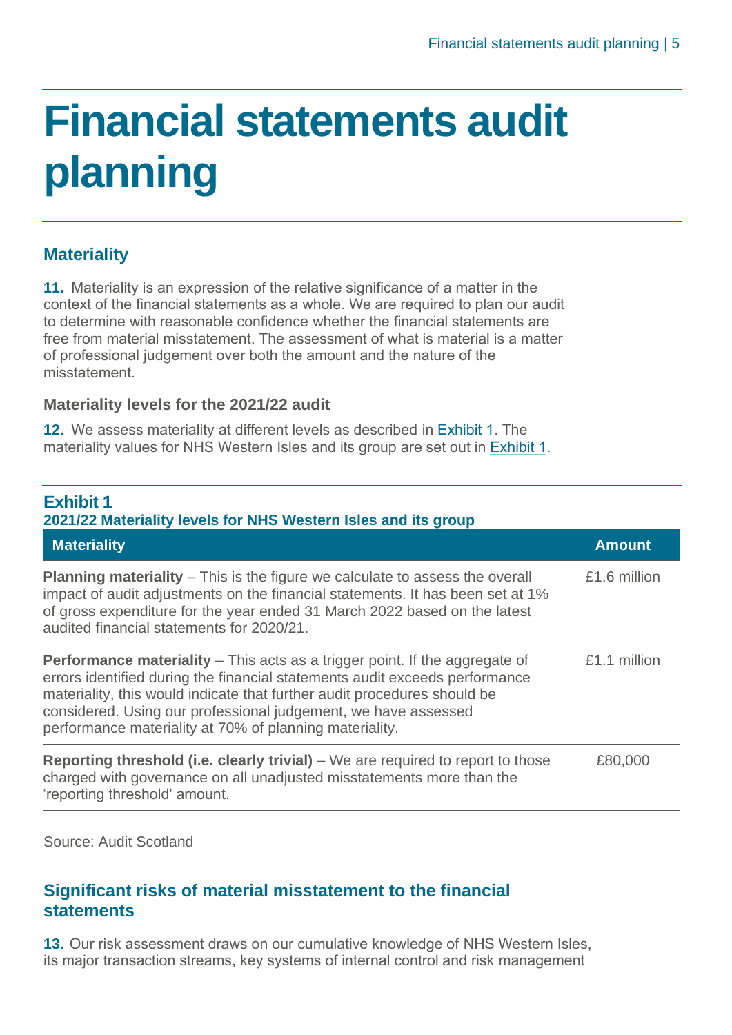# Financial statements audit planning

## Materiality

**11.** Materiality is an expression of the relative significance of a matter in the context of the financial statements as a whole. We are required to plan our audit to determine with reasonable confidence whether the financial statements are free from material misstatement. The assessment of what is material is a matter of professional judgement over both the amount and the nature of the misstatement.

### Materiality levels for the 2021/22 audit

**12.** We assess materiality at different levels as described in Exhibit 1. The materiality values for NHS Western Isles and its group are set out in Exhibit 1.

**Exhibit 1**
**2021/22 Materiality levels for NHS Western Isles and its group**

| Materiality | Amount |
|---|---|
| **Planning materiality** – This is the figure we calculate to assess the overall impact of audit adjustments on the financial statements. It has been set at 1% of gross expenditure for the year ended 31 March 2022 based on the latest audited financial statements for 2020/21. | £1.6 million |
| **Performance materiality** – This acts as a trigger point. If the aggregate of errors identified during the financial statements audit exceeds performance materiality, this would indicate that further audit procedures should be considered. Using our professional judgement, we have assessed performance materiality at 70% of planning materiality. | £1.1 million |
| **Reporting threshold (i.e. clearly trivial)** – We are required to report to those charged with governance on all unadjusted misstatements more than the 'reporting threshold' amount. | £80,000 |

Source: Audit Scotland

## Significant risks of material misstatement to the financial statements

**13.** Our risk assessment draws on our cumulative knowledge of NHS Western Isles, its major transaction streams, key systems of internal control and risk management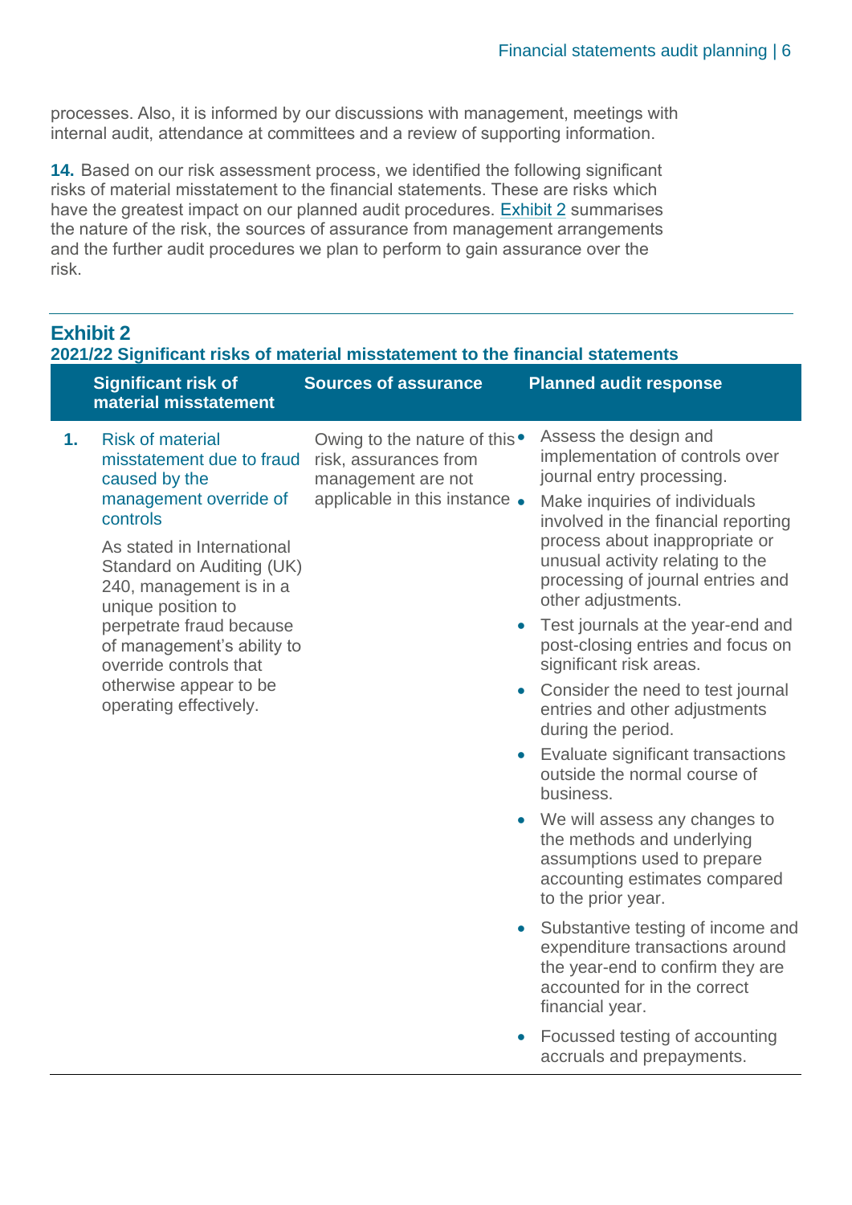processes. Also, it is informed by our discussions with management, meetings with internal audit, attendance at committees and a review of supporting information.

**14.** Based on our risk assessment process, we identified the following significant risks of material misstatement to the financial statements. These are risks which have the greatest impact on our planned audit procedures. Exhibit 2 summarises the nature of the risk, the sources of assurance from management arrangements and the further audit procedures we plan to perform to gain assurance over the risk.

**Exhibit 2**
**2021/22 Significant risks of material misstatement to the financial statements**

| | Significant risk of material misstatement | Sources of assurance | Planned audit response |
|---|---|---|---|
| **1.** | Risk of material misstatement due to fraud caused by the management override of controls<br><br>As stated in International Standard on Auditing (UK) 240, management is in a unique position to perpetrate fraud because of management's ability to override controls that otherwise appear to be operating effectively. | Owing to the nature of this risk, assurances from management are not applicable in this instance | • Assess the design and implementation of controls over journal entry processing.<br>• Make inquiries of individuals involved in the financial reporting process about inappropriate or unusual activity relating to the processing of journal entries and other adjustments.<br>• Test journals at the year-end and post-closing entries and focus on significant risk areas.<br>• Consider the need to test journal entries and other adjustments during the period.<br>• Evaluate significant transactions outside the normal course of business.<br>• We will assess any changes to the methods and underlying assumptions used to prepare accounting estimates compared to the prior year.<br>• Substantive testing of income and expenditure transactions around the year-end to confirm they are accounted for in the correct financial year.<br>• Focussed testing of accounting accruals and prepayments. |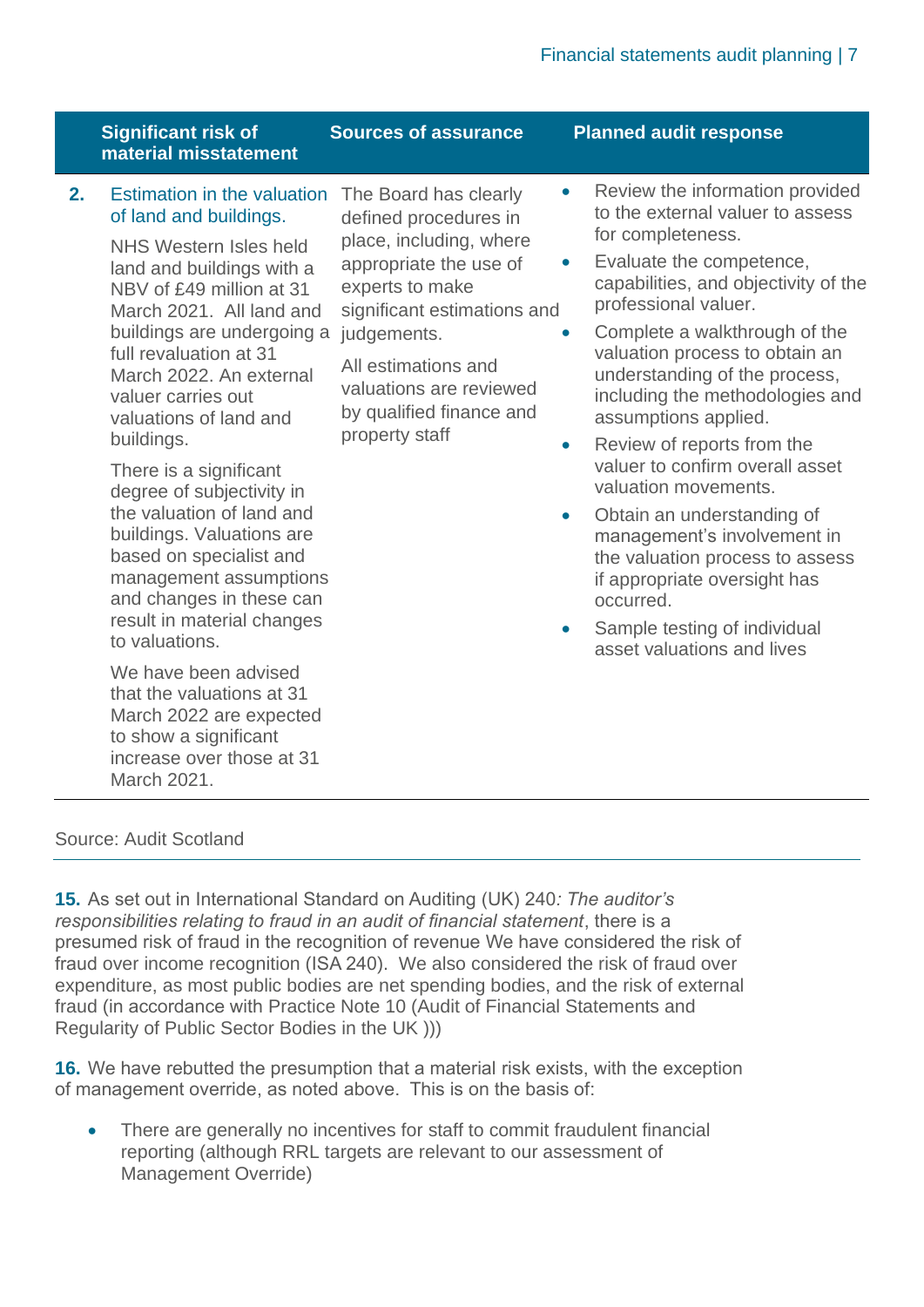| | Significant risk of material misstatement | Sources of assurance | Planned audit response |
|---|---|---|---|
| **2.** | Estimation in the valuation of land and buildings.<br><br>NHS Western Isles held land and buildings with a NBV of £49 million at 31 March 2021. All land and buildings are undergoing a full revaluation at 31 March 2022. An external valuer carries out valuations of land and buildings.<br><br>There is a significant degree of subjectivity in the valuation of land and buildings. Valuations are based on specialist and management assumptions and changes in these can result in material changes to valuations.<br><br>We have been advised that the valuations at 31 March 2022 are expected to show a significant increase over those at 31 March 2021. | The Board has clearly defined procedures in place, including, where appropriate the use of experts to make significant estimations and judgements.<br><br>All estimations and valuations are reviewed by qualified finance and property staff | • Review the information provided to the external valuer to assess for completeness.<br>• Evaluate the competence, capabilities, and objectivity of the professional valuer.<br>• Complete a walkthrough of the valuation process to obtain an understanding of the process, including the methodologies and assumptions applied.<br>• Review of reports from the valuer to confirm overall asset valuation movements.<br>• Obtain an understanding of management's involvement in the valuation process to assess if appropriate oversight has occurred.<br>• Sample testing of individual asset valuations and lives |

Source: Audit Scotland

**15.** As set out in International Standard on Auditing (UK) 240*: The auditor's responsibilities relating to fraud in an audit of financial statement*, there is a presumed risk of fraud in the recognition of revenue We have considered the risk of fraud over income recognition (ISA 240). We also considered the risk of fraud over expenditure, as most public bodies are net spending bodies, and the risk of external fraud (in accordance with Practice Note 10 (Audit of Financial Statements and Regularity of Public Sector Bodies in the UK )))

**16.** We have rebutted the presumption that a material risk exists, with the exception of management override, as noted above. This is on the basis of:

- There are generally no incentives for staff to commit fraudulent financial reporting (although RRL targets are relevant to our assessment of Management Override)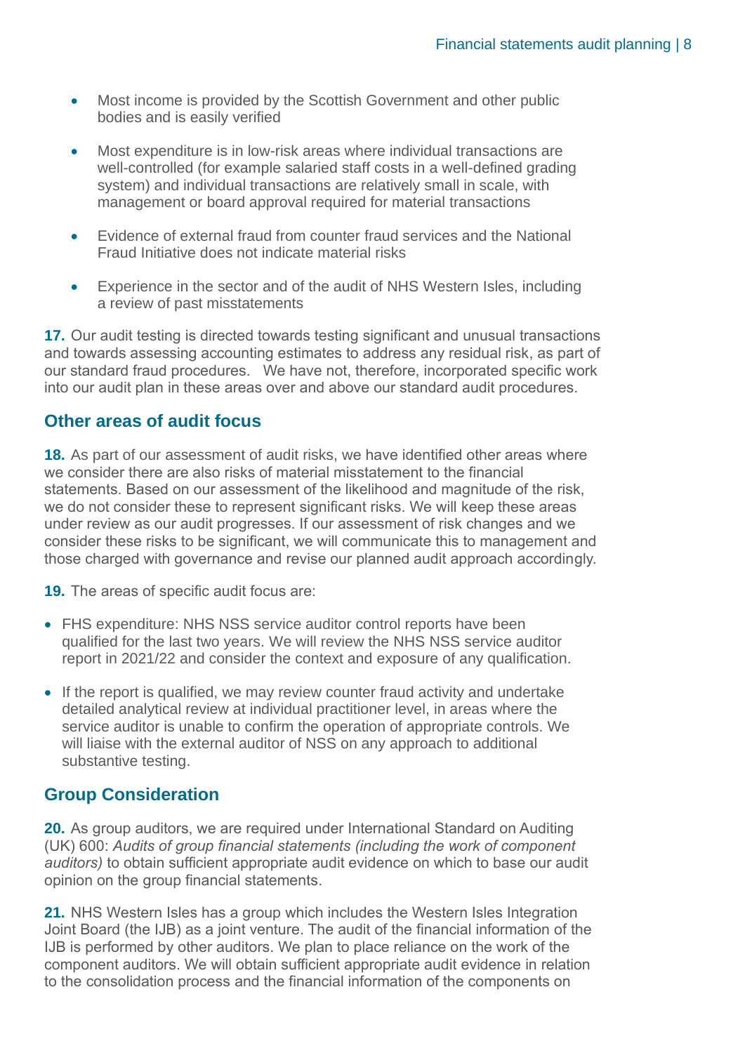- Most income is provided by the Scottish Government and other public bodies and is easily verified
- Most expenditure is in low-risk areas where individual transactions are well-controlled (for example salaried staff costs in a well-defined grading system) and individual transactions are relatively small in scale, with management or board approval required for material transactions
- Evidence of external fraud from counter fraud services and the National Fraud Initiative does not indicate material risks
- Experience in the sector and of the audit of NHS Western Isles, including a review of past misstatements

**17.** Our audit testing is directed towards testing significant and unusual transactions and towards assessing accounting estimates to address any residual risk, as part of our standard fraud procedures. We have not, therefore, incorporated specific work into our audit plan in these areas over and above our standard audit procedures.

## Other areas of audit focus

**18.** As part of our assessment of audit risks, we have identified other areas where we consider there are also risks of material misstatement to the financial statements. Based on our assessment of the likelihood and magnitude of the risk, we do not consider these to represent significant risks. We will keep these areas under review as our audit progresses. If our assessment of risk changes and we consider these risks to be significant, we will communicate this to management and those charged with governance and revise our planned audit approach accordingly.

**19.** The areas of specific audit focus are:

- FHS expenditure: NHS NSS service auditor control reports have been qualified for the last two years. We will review the NHS NSS service auditor report in 2021/22 and consider the context and exposure of any qualification.
- If the report is qualified, we may review counter fraud activity and undertake detailed analytical review at individual practitioner level, in areas where the service auditor is unable to confirm the operation of appropriate controls. We will liaise with the external auditor of NSS on any approach to additional substantive testing.

## Group Consideration

**20.** As group auditors, we are required under International Standard on Auditing (UK) 600: *Audits of group financial statements (including the work of component auditors)* to obtain sufficient appropriate audit evidence on which to base our audit opinion on the group financial statements.

**21.** NHS Western Isles has a group which includes the Western Isles Integration Joint Board (the IJB) as a joint venture. The audit of the financial information of the IJB is performed by other auditors. We plan to place reliance on the work of the component auditors. We will obtain sufficient appropriate audit evidence in relation to the consolidation process and the financial information of the components on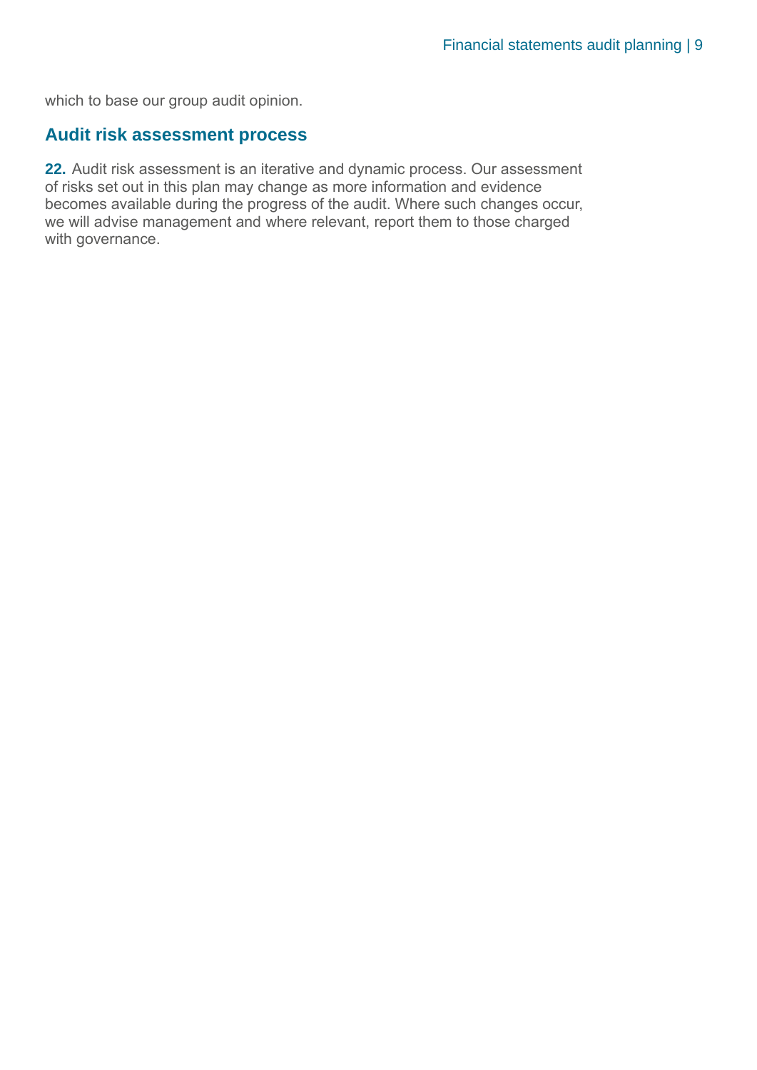which to base our group audit opinion.

## Audit risk assessment process

**22.** Audit risk assessment is an iterative and dynamic process. Our assessment of risks set out in this plan may change as more information and evidence becomes available during the progress of the audit. Where such changes occur, we will advise management and where relevant, report them to those charged with governance.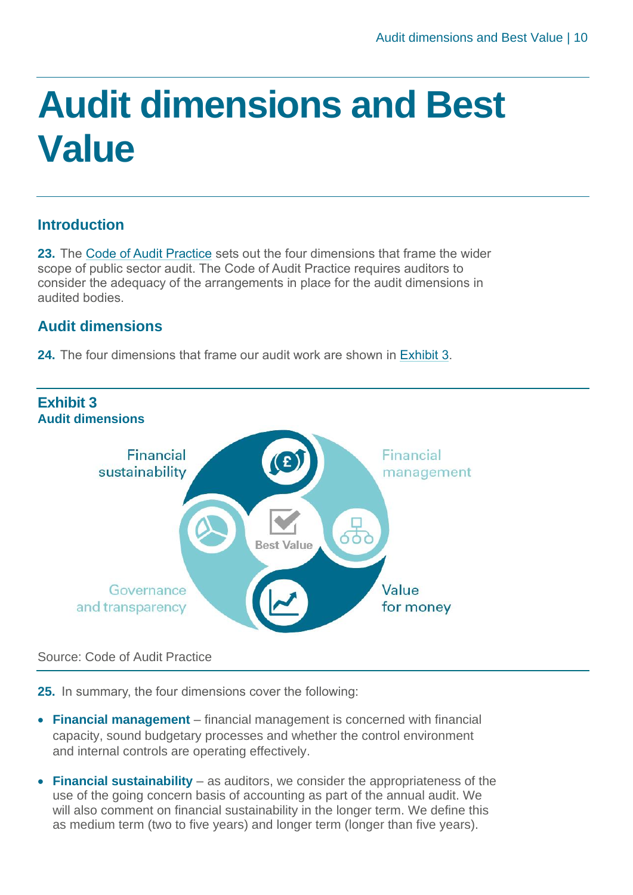# Audit dimensions and Best Value

## Introduction

**23.** The Code of Audit Practice sets out the four dimensions that frame the wider scope of public sector audit. The Code of Audit Practice requires auditors to consider the adequacy of the arrangements in place for the audit dimensions in audited bodies.

## Audit dimensions

**24.** The four dimensions that frame our audit work are shown in Exhibit 3.

**Exhibit 3**
**Audit dimensions**

Financial sustainability

Financial management

Best Value

Governance and transparency

Value for money

Source: Code of Audit Practice

**25.** In summary, the four dimensions cover the following:

- **Financial management** – financial management is concerned with financial capacity, sound budgetary processes and whether the control environment and internal controls are operating effectively.
- **Financial sustainability** – as auditors, we consider the appropriateness of the use of the going concern basis of accounting as part of the annual audit. We will also comment on financial sustainability in the longer term. We define this as medium term (two to five years) and longer term (longer than five years).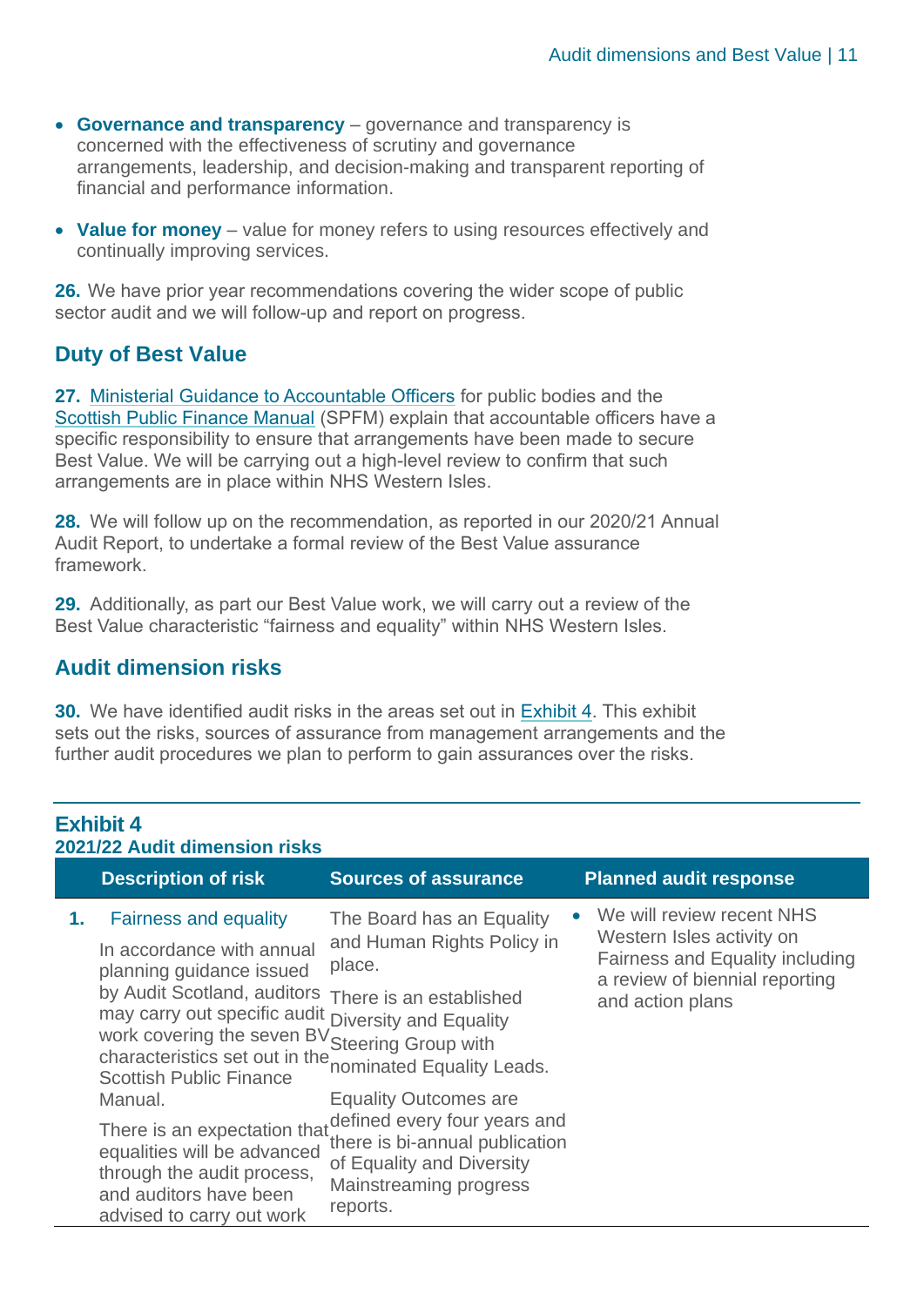- **Governance and transparency** – governance and transparency is concerned with the effectiveness of scrutiny and governance arrangements, leadership, and decision-making and transparent reporting of financial and performance information.

- **Value for money** – value for money refers to using resources effectively and continually improving services.

**26.** We have prior year recommendations covering the wider scope of public sector audit and we will follow-up and report on progress.

## Duty of Best Value

**27.** Ministerial Guidance to Accountable Officers for public bodies and the Scottish Public Finance Manual (SPFM) explain that accountable officers have a specific responsibility to ensure that arrangements have been made to secure Best Value. We will be carrying out a high-level review to confirm that such arrangements are in place within NHS Western Isles.

**28.** We will follow up on the recommendation, as reported in our 2020/21 Annual Audit Report, to undertake a formal review of the Best Value assurance framework.

**29.** Additionally, as part our Best Value work, we will carry out a review of the Best Value characteristic "fairness and equality" within NHS Western Isles.

## Audit dimension risks

**30.** We have identified audit risks in the areas set out in Exhibit 4. This exhibit sets out the risks, sources of assurance from management arrangements and the further audit procedures we plan to perform to gain assurances over the risks.

### Exhibit 4
**2021/22 Audit dimension risks**

| | Description of risk | Sources of assurance | Planned audit response |
|---|---|---|---|
| **1.** | Fairness and equality<br><br>In accordance with annual planning guidance issued by Audit Scotland, auditors may carry out specific audit work covering the seven BV characteristics set out in the Scottish Public Finance Manual.<br><br>There is an expectation that equalities will be advanced through the audit process, and auditors have been advised to carry out work | The Board has an Equality and Human Rights Policy in place.<br><br>There is an established Diversity and Equality Steering Group with nominated Equality Leads.<br><br>Equality Outcomes are defined every four years and there is bi-annual publication of Equality and Diversity Mainstreaming progress reports. | • We will review recent NHS Western Isles activity on Fairness and Equality including a review of biennial reporting and action plans |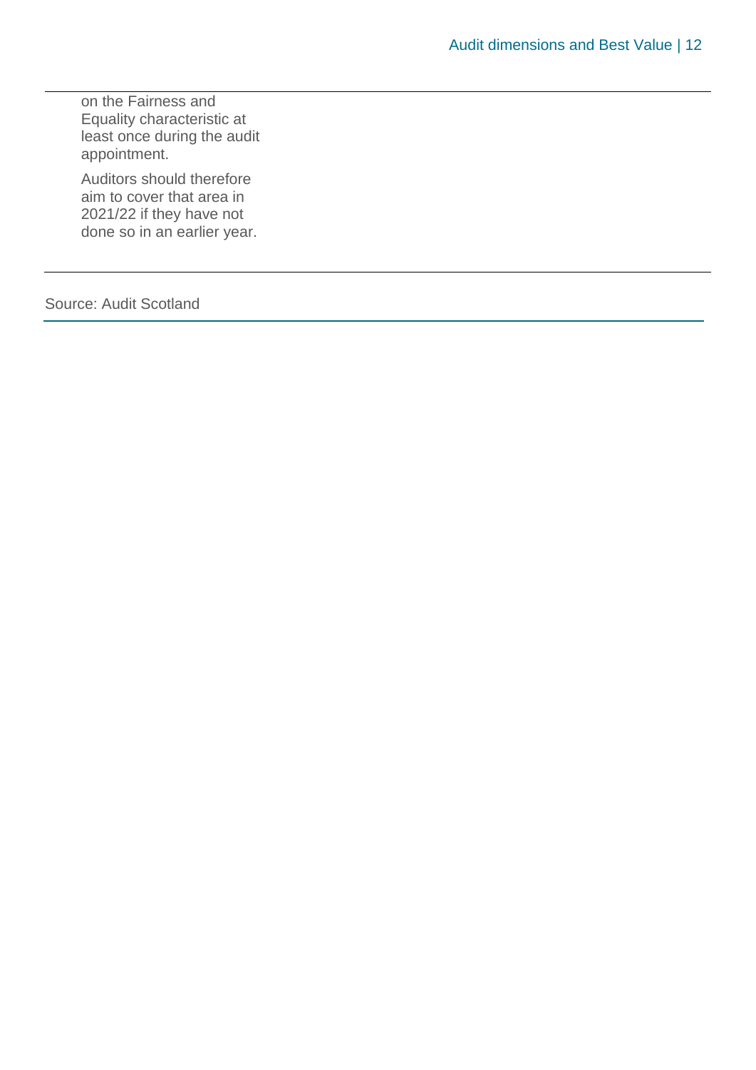on the Fairness and Equality characteristic at least once during the audit appointment.

Auditors should therefore aim to cover that area in 2021/22 if they have not done so in an earlier year.

Source: Audit Scotland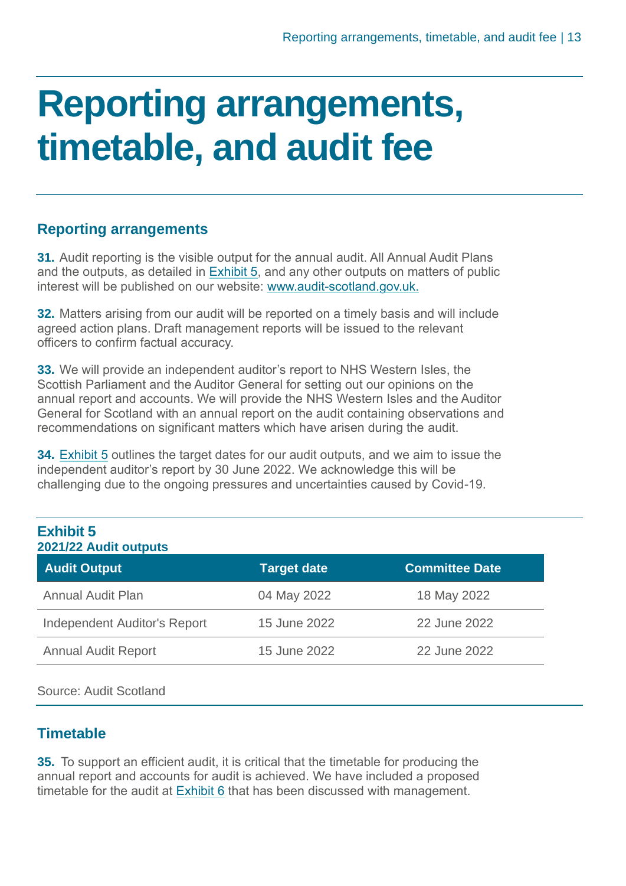# Reporting arrangements, timetable, and audit fee

## Reporting arrangements

**31.** Audit reporting is the visible output for the annual audit. All Annual Audit Plans and the outputs, as detailed in Exhibit 5, and any other outputs on matters of public interest will be published on our website: www.audit-scotland.gov.uk.

**32.** Matters arising from our audit will be reported on a timely basis and will include agreed action plans. Draft management reports will be issued to the relevant officers to confirm factual accuracy.

**33.** We will provide an independent auditor's report to NHS Western Isles, the Scottish Parliament and the Auditor General for setting out our opinions on the annual report and accounts. We will provide the NHS Western Isles and the Auditor General for Scotland with an annual report on the audit containing observations and recommendations on significant matters which have arisen during the audit.

**34.** Exhibit 5 outlines the target dates for our audit outputs, and we aim to issue the independent auditor's report by 30 June 2022. We acknowledge this will be challenging due to the ongoing pressures and uncertainties caused by Covid-19.

**Exhibit 5**
**2021/22 Audit outputs**

| Audit Output | Target date | Committee Date |
|---|---|---|
| Annual Audit Plan | 04 May 2022 | 18 May 2022 |
| Independent Auditor's Report | 15 June 2022 | 22 June 2022 |
| Annual Audit Report | 15 June 2022 | 22 June 2022 |

Source: Audit Scotland

## Timetable

**35.** To support an efficient audit, it is critical that the timetable for producing the annual report and accounts for audit is achieved. We have included a proposed timetable for the audit at Exhibit 6 that has been discussed with management.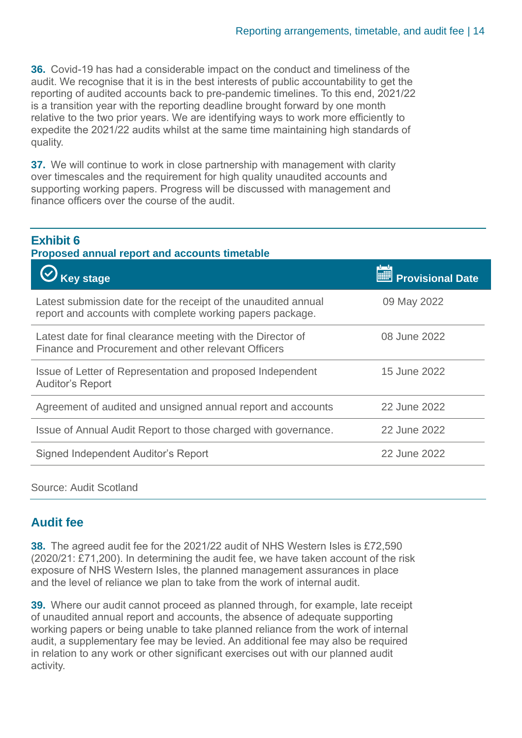**36.** Covid-19 has had a considerable impact on the conduct and timeliness of the audit. We recognise that it is in the best interests of public accountability to get the reporting of audited accounts back to pre-pandemic timelines. To this end, 2021/22 is a transition year with the reporting deadline brought forward by one month relative to the two prior years. We are identifying ways to work more efficiently to expedite the 2021/22 audits whilst at the same time maintaining high standards of quality.

**37.** We will continue to work in close partnership with management with clarity over timescales and the requirement for high quality unaudited accounts and supporting working papers. Progress will be discussed with management and finance officers over the course of the audit.

**Exhibit 6**
**Proposed annual report and accounts timetable**

| Key stage | Provisional Date |
|---|---|
| Latest submission date for the receipt of the unaudited annual report and accounts with complete working papers package. | 09 May 2022 |
| Latest date for final clearance meeting with the Director of Finance and Procurement and other relevant Officers | 08 June 2022 |
| Issue of Letter of Representation and proposed Independent Auditor's Report | 15 June 2022 |
| Agreement of audited and unsigned annual report and accounts | 22 June 2022 |
| Issue of Annual Audit Report to those charged with governance. | 22 June 2022 |
| Signed Independent Auditor's Report | 22 June 2022 |

Source: Audit Scotland

## Audit fee

**38.** The agreed audit fee for the 2021/22 audit of NHS Western Isles is £72,590 (2020/21: £71,200). In determining the audit fee, we have taken account of the risk exposure of NHS Western Isles, the planned management assurances in place and the level of reliance we plan to take from the work of internal audit.

**39.** Where our audit cannot proceed as planned through, for example, late receipt of unaudited annual report and accounts, the absence of adequate supporting working papers or being unable to take planned reliance from the work of internal audit, a supplementary fee may be levied. An additional fee may also be required in relation to any work or other significant exercises out with our planned audit activity.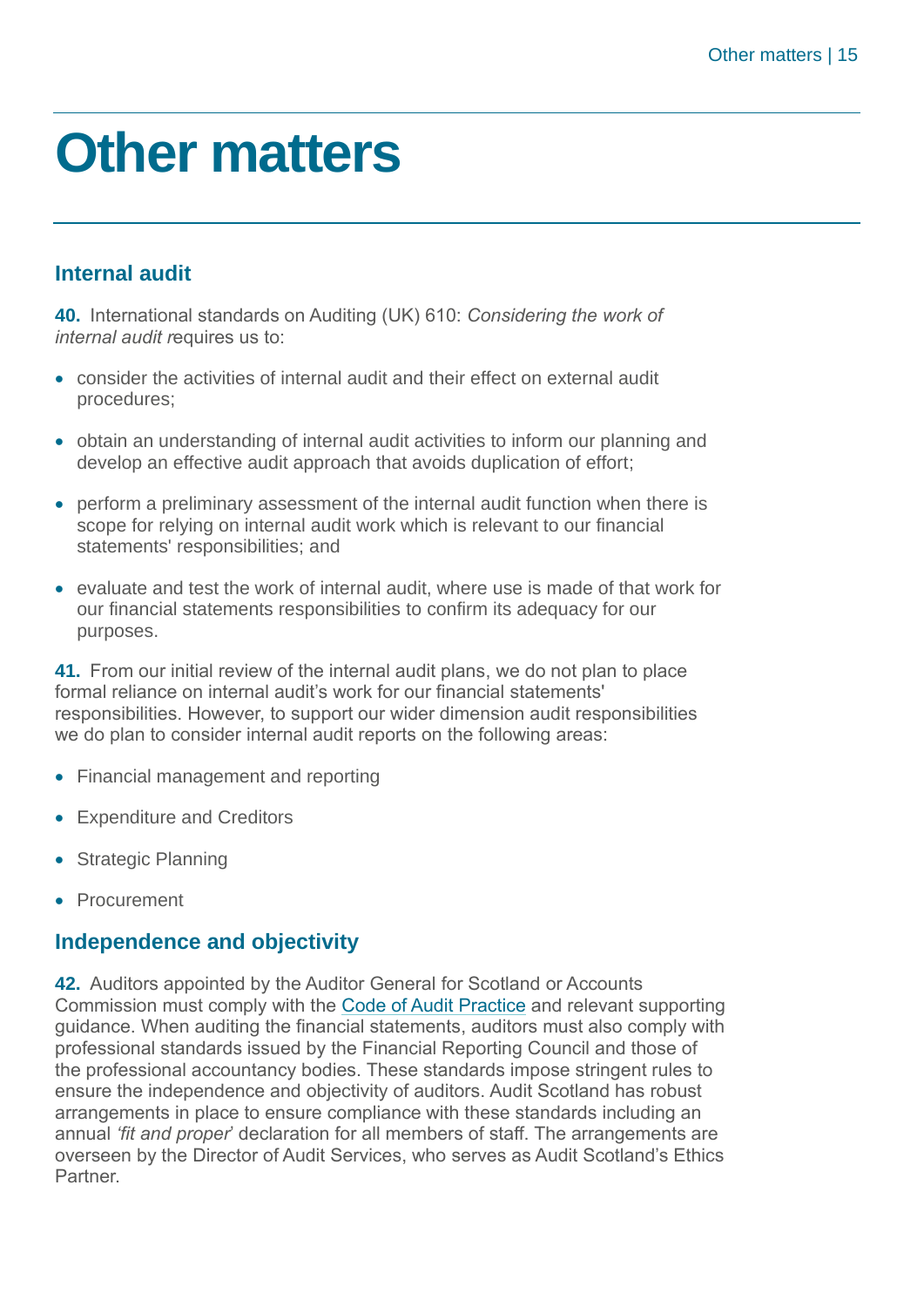# Other matters

## Internal audit

**40.** International standards on Auditing (UK) 610: *Considering the work of internal audit r*equires us to:

- consider the activities of internal audit and their effect on external audit procedures;
- obtain an understanding of internal audit activities to inform our planning and develop an effective audit approach that avoids duplication of effort;
- perform a preliminary assessment of the internal audit function when there is scope for relying on internal audit work which is relevant to our financial statements' responsibilities; and
- evaluate and test the work of internal audit, where use is made of that work for our financial statements responsibilities to confirm its adequacy for our purposes.

**41.** From our initial review of the internal audit plans, we do not plan to place formal reliance on internal audit's work for our financial statements' responsibilities. However, to support our wider dimension audit responsibilities we do plan to consider internal audit reports on the following areas:

- Financial management and reporting
- Expenditure and Creditors
- Strategic Planning
- Procurement

## Independence and objectivity

**42.** Auditors appointed by the Auditor General for Scotland or Accounts Commission must comply with the Code of Audit Practice and relevant supporting guidance. When auditing the financial statements, auditors must also comply with professional standards issued by the Financial Reporting Council and those of the professional accountancy bodies. These standards impose stringent rules to ensure the independence and objectivity of auditors. Audit Scotland has robust arrangements in place to ensure compliance with these standards including an annual *'fit and proper*' declaration for all members of staff. The arrangements are overseen by the Director of Audit Services, who serves as Audit Scotland's Ethics Partner.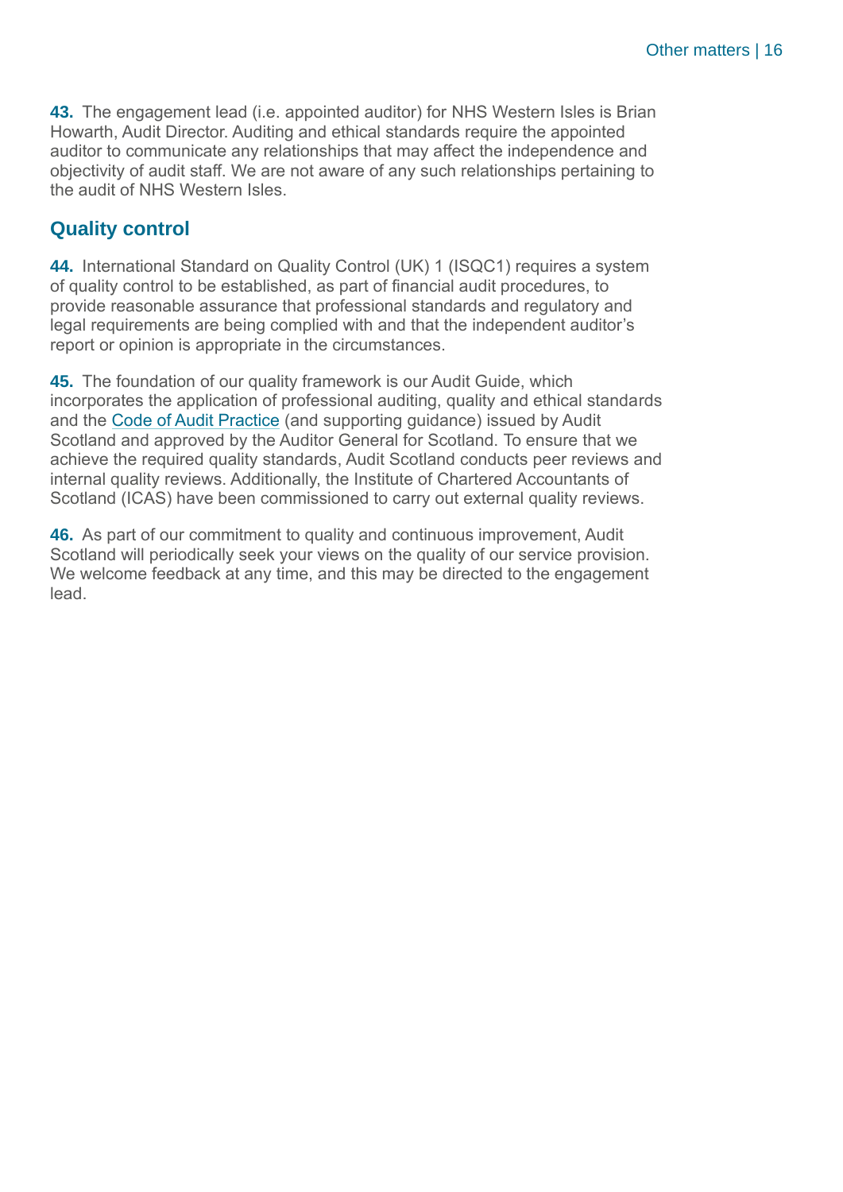**43.** The engagement lead (i.e. appointed auditor) for NHS Western Isles is Brian Howarth, Audit Director. Auditing and ethical standards require the appointed auditor to communicate any relationships that may affect the independence and objectivity of audit staff. We are not aware of any such relationships pertaining to the audit of NHS Western Isles.

## Quality control

**44.** International Standard on Quality Control (UK) 1 (ISQC1) requires a system of quality control to be established, as part of financial audit procedures, to provide reasonable assurance that professional standards and regulatory and legal requirements are being complied with and that the independent auditor's report or opinion is appropriate in the circumstances.

**45.** The foundation of our quality framework is our Audit Guide, which incorporates the application of professional auditing, quality and ethical standards and the Code of Audit Practice (and supporting guidance) issued by Audit Scotland and approved by the Auditor General for Scotland. To ensure that we achieve the required quality standards, Audit Scotland conducts peer reviews and internal quality reviews. Additionally, the Institute of Chartered Accountants of Scotland (ICAS) have been commissioned to carry out external quality reviews.

**46.** As part of our commitment to quality and continuous improvement, Audit Scotland will periodically seek your views on the quality of our service provision. We welcome feedback at any time, and this may be directed to the engagement lead.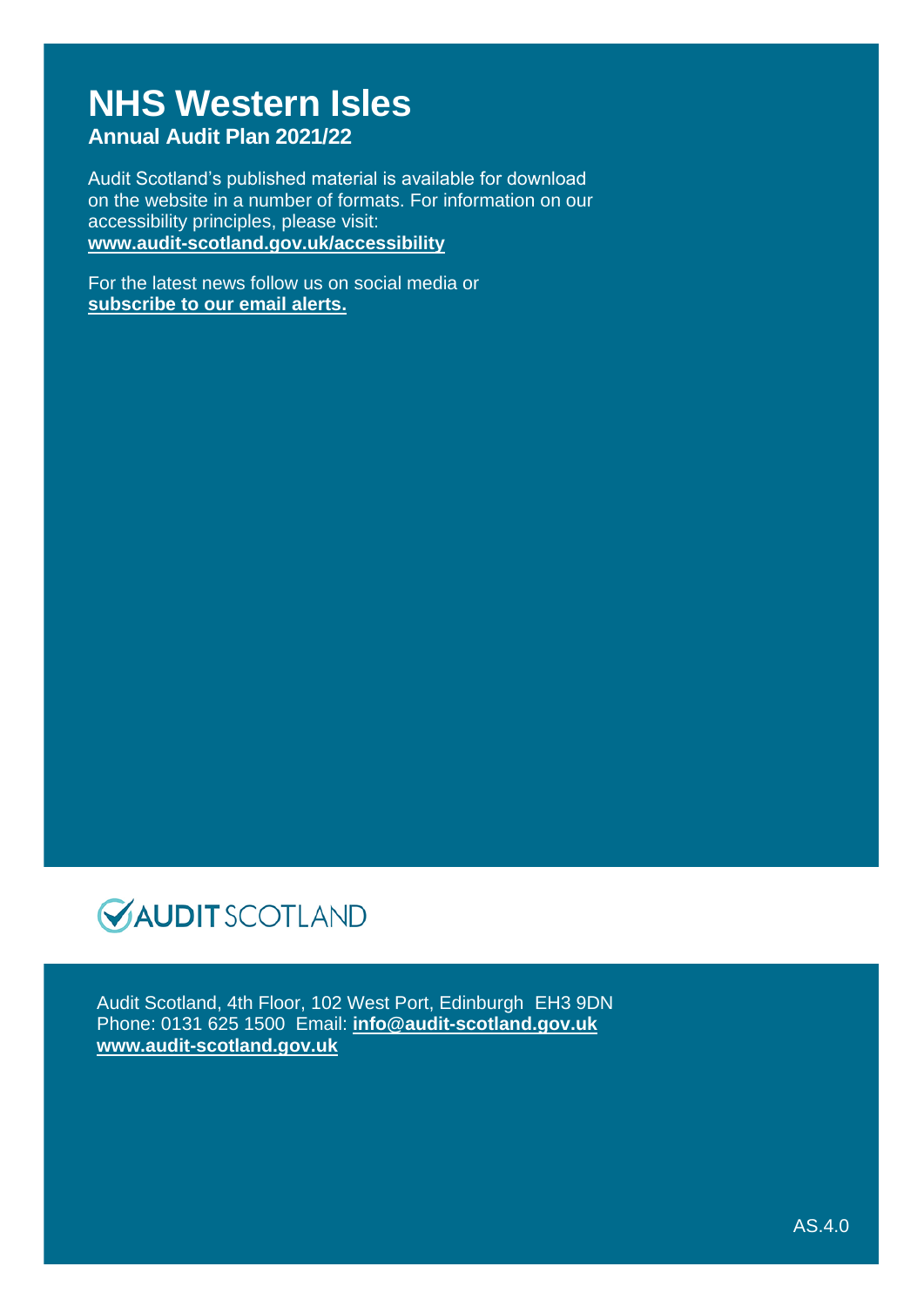# NHS Western Isles

**Annual Audit Plan 2021/22**

Audit Scotland's published material is available for download on the website in a number of formats. For information on our accessibility principles, please visit: **www.audit-scotland.gov.uk/accessibility**

For the latest news follow us on social media or **subscribe to our email alerts.**

AUDIT SCOTLAND

Audit Scotland, 4th Floor, 102 West Port, Edinburgh EH3 9DN
Phone: 0131 625 1500 Email: **info@audit-scotland.gov.uk**
**www.audit-scotland.gov.uk**

AS.4.0